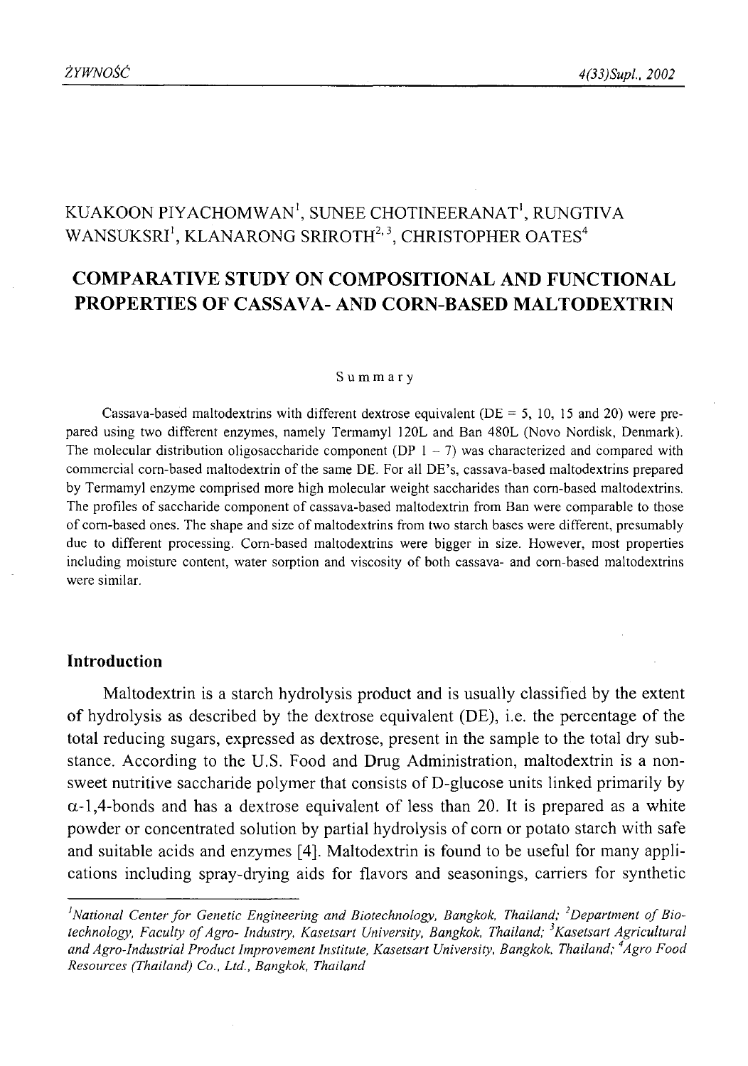KUAKOON PIYACHOMWAN[1], SUNEE CHOTINEERANAT[1], RUNGTIVA WANSUKSRI[1], KLANARONG SRIROTH[2,3], CHRISTOPHER OATES[4]

# COMPARATIVE STUDY ON COMPOSITIONAL AND FUNCTIONAL PROPERTIES OF CASSAVA- AND CORN-BASED MALTODEXTRIN

Summary

Cassava-based maltodextrins with different dextrose equivalent (DE = 5, 10, 15 and 20) were prepared using two different enzymes, namely Termamyl 120L and Ban 480L (Novo Nordisk, Denmark). The molecular distribution oligosaccharide component (DP 1 – 7) was characterized and compared with commercial corn-based maltodextrin of the same DE. For all DE's, cassava-based maltodextrins prepared by Termamyl enzyme comprised more high molecular weight saccharides than corn-based maltodextrins. The profiles of saccharide component of cassava-based maltodextrin from Ban were comparable to those of corn-based ones. The shape and size of maltodextrins from two starch bases were different, presumably due to different processing. Corn-based maltodextrins were bigger in size. However, most properties including moisture content, water sorption and viscosity of both cassava- and corn-based maltodextrins were similar.

## Introduction

Maltodextrin is a starch hydrolysis product and is usually classified by the extent of hydrolysis as described by the dextrose equivalent (DE), i.e. the percentage of the total reducing sugars, expressed as dextrose, present in the sample to the total dry substance. According to the U.S. Food and Drug Administration, maltodextrin is a non-sweet nutritive saccharide polymer that consists of D-glucose units linked primarily by $\alpha$-1,4-bonds and has a dextrose equivalent of less than 20. It is prepared as a white powder or concentrated solution by partial hydrolysis of corn or potato starch with safe and suitable acids and enzymes [4]. Maltodextrin is found to be useful for many applications including spray-drying aids for flavors and seasonings, carriers for synthetic

---

[1]National Center for Genetic Engineering and Biotechnology, Bangkok, Thailand; [2]Department of Biotechnology, Faculty of Agro- Industry, Kasetsart University, Bangkok, Thailand; [3]Kasetsart Agricultural and Agro-Industrial Product Improvement Institute, Kasetsart University, Bangkok, Thailand; [4]Agro Food Resources (Thailand) Co., Ltd., Bangkok, Thailand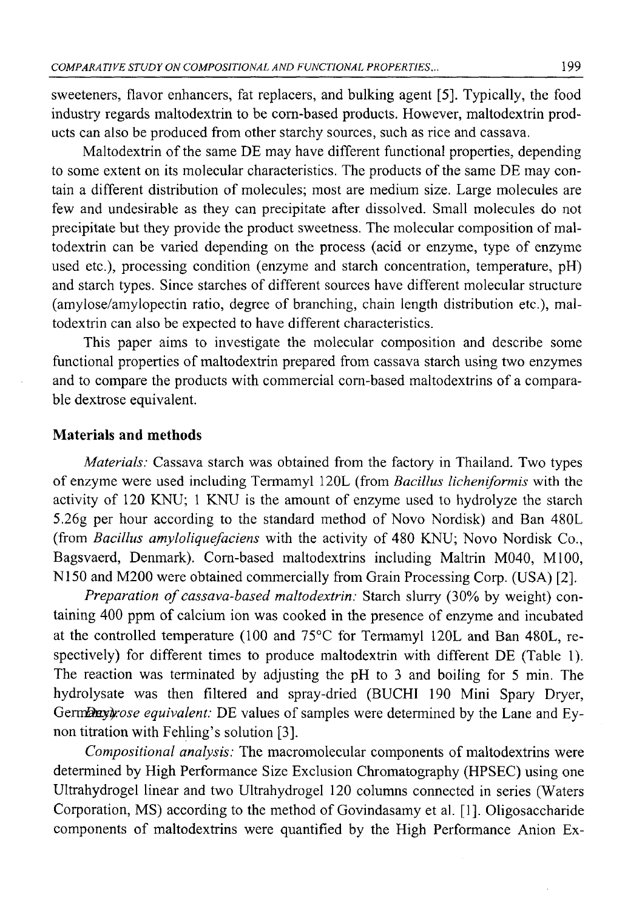sweeteners, flavor enhancers, fat replacers, and bulking agent [5]. Typically, the food industry regards maltodextrin to be corn-based products. However, maltodextrin products can also be produced from other starchy sources, such as rice and cassava.

Maltodextrin of the same DE may have different functional properties, depending to some extent on its molecular characteristics. The products of the same DE may contain a different distribution of molecules; most are medium size. Large molecules are few and undesirable as they can precipitate after dissolved. Small molecules do not precipitate but they provide the product sweetness. The molecular composition of maltodextrin can be varied depending on the process (acid or enzyme, type of enzyme used etc.), processing condition (enzyme and starch concentration, temperature, pH) and starch types. Since starches of different sources have different molecular structure (amylose/amylopectin ratio, degree of branching, chain length distribution etc.), maltodextrin can also be expected to have different characteristics.

This paper aims to investigate the molecular composition and describe some functional properties of maltodextrin prepared from cassava starch using two enzymes and to compare the products with commercial corn-based maltodextrins of a comparable dextrose equivalent.

## Materials and methods

*Materials:* Cassava starch was obtained from the factory in Thailand. Two types of enzyme were used including Termamyl 120L (from *Bacillus licheniformis* with the activity of 120 KNU; 1 KNU is the amount of enzyme used to hydrolyze the starch 5.26g per hour according to the standard method of Novo Nordisk) and Ban 480L (from *Bacillus amyloliquefaciens* with the activity of 480 KNU; Novo Nordisk Co., Bagsvaerd, Denmark). Corn-based maltodextrins including Maltrin M040, M100, N150 and M200 were obtained commercially from Grain Processing Corp. (USA) [2].

*Preparation of cassava-based maltodextrin:* Starch slurry (30% by weight) containing 400 ppm of calcium ion was cooked in the presence of enzyme and incubated at the controlled temperature (100 and 75°C for Termamyl 120L and Ban 480L, respectively) for different times to produce maltodextrin with different DE (Table 1). The reaction was terminated by adjusting the pH to 3 and boiling for 5 min. The hydrolysate was then filtered and spray-dried (BUCHI 190 Mini Spary Dryer, Germany). *Dextrose equivalent:* DE values of samples were determined by the Lane and Eynon titration with Fehling's solution [3].

*Compositional analysis:* The macromolecular components of maltodextrins were determined by High Performance Size Exclusion Chromatography (HPSEC) using one Ultrahydrogel linear and two Ultrahydrogel 120 columns connected in series (Waters Corporation, MS) according to the method of Govindasamy et al. [1]. Oligosaccharide components of maltodextrins were quantified by the High Performance Anion Ex-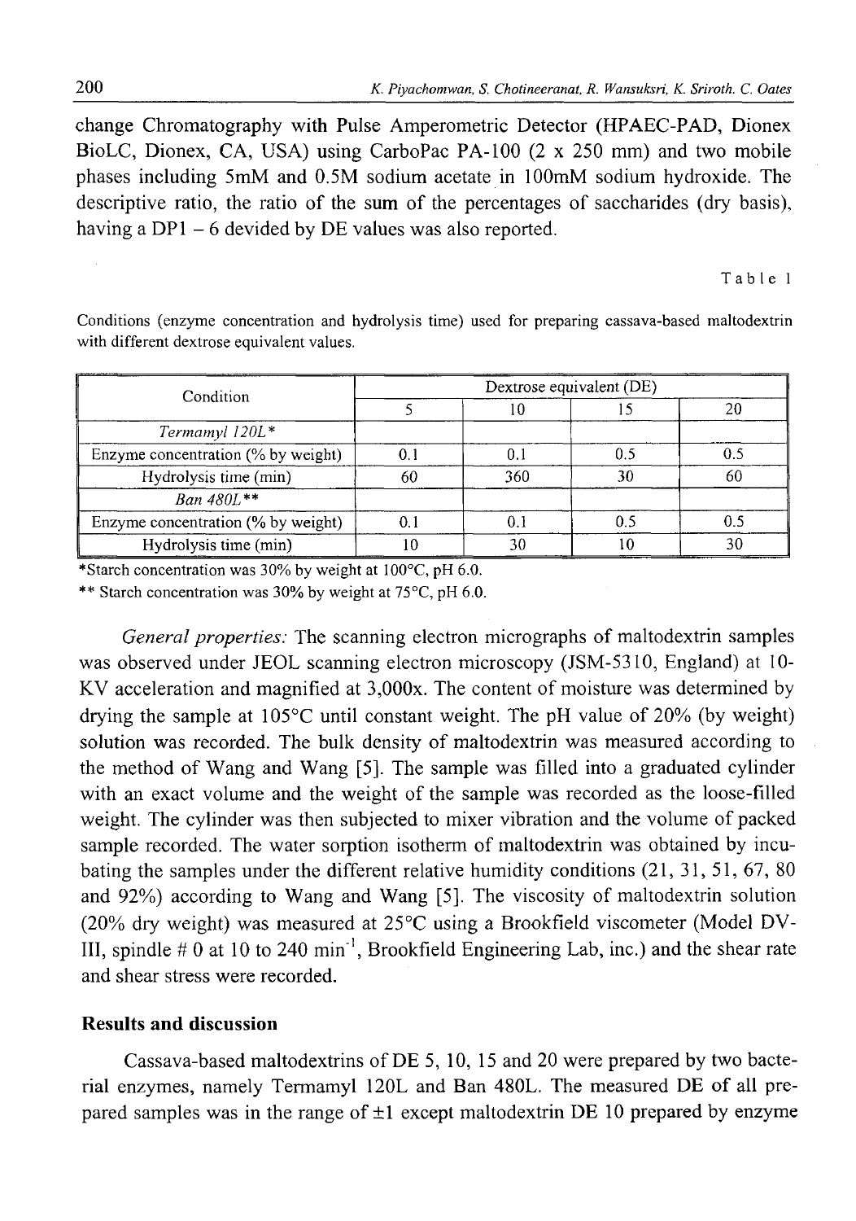change Chromatography with Pulse Amperometric Detector (HPAEC-PAD, Dionex BioLC, Dionex, CA, USA) using CarboPac PA-100 (2 x 250 mm) and two mobile phases including 5mM and 0.5M sodium acetate in 100mM sodium hydroxide. The descriptive ratio, the ratio of the sum of the percentages of saccharides (dry basis), having a DP1 – 6 devided by DE values was also reported.

Table 1

Conditions (enzyme concentration and hydrolysis time) used for preparing cassava-based maltodextrin with different dextrose equivalent values.

| Condition | Dextrose equivalent (DE) | | | |
|---|---|---|---|---|
| | 5 | 10 | 15 | 20 |
| *Termamyl 120L\** | | | | |
| Enzyme concentration (% by weight) | 0.1 | 0.1 | 0.5 | 0.5 |
| Hydrolysis time (min) | 60 | 360 | 30 | 60 |
| *Ban 480L\*\** | | | | |
| Enzyme concentration (% by weight) | 0.1 | 0.1 | 0.5 | 0.5 |
| Hydrolysis time (min) | 10 | 30 | 10 | 30 |

\*Starch concentration was 30% by weight at 100°C, pH 6.0.

\*\* Starch concentration was 30% by weight at 75°C, pH 6.0.

*General properties:* The scanning electron micrographs of maltodextrin samples was observed under JEOL scanning electron microscopy (JSM-5310, England) at 10-KV acceleration and magnified at 3,000x. The content of moisture was determined by drying the sample at 105°C until constant weight. The pH value of 20% (by weight) solution was recorded. The bulk density of maltodextrin was measured according to the method of Wang and Wang [5]. The sample was filled into a graduated cylinder with an exact volume and the weight of the sample was recorded as the loose-filled weight. The cylinder was then subjected to mixer vibration and the volume of packed sample recorded. The water sorption isotherm of maltodextrin was obtained by incubating the samples under the different relative humidity conditions (21, 31, 51, 67, 80 and 92%) according to Wang and Wang [5]. The viscosity of maltodextrin solution (20% dry weight) was measured at 25°C using a Brookfield viscometer (Model DV-III, spindle # 0 at 10 to 240 $min^{-1}$, Brookfield Engineering Lab, inc.) and the shear rate and shear stress were recorded.

## Results and discussion

Cassava-based maltodextrins of DE 5, 10, 15 and 20 were prepared by two bacterial enzymes, namely Termamyl 120L and Ban 480L. The measured DE of all prepared samples was in the range of ±1 except maltodextrin DE 10 prepared by enzyme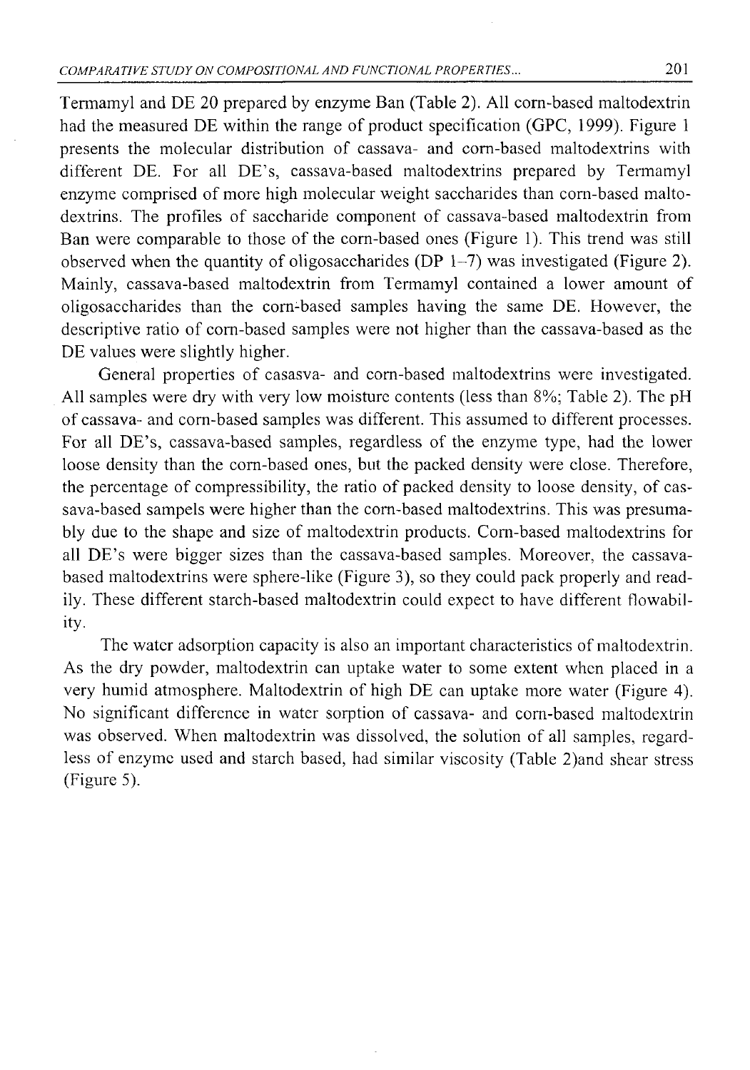Termamyl and DE 20 prepared by enzyme Ban (Table 2). All corn-based maltodextrin had the measured DE within the range of product specification (GPC, 1999). Figure 1 presents the molecular distribution of cassava- and corn-based maltodextrins with different DE. For all DE's, cassava-based maltodextrins prepared by Termamyl enzyme comprised of more high molecular weight saccharides than corn-based maltodextrins. The profiles of saccharide component of cassava-based maltodextrin from Ban were comparable to those of the corn-based ones (Figure 1). This trend was still observed when the quantity of oligosaccharides (DP 1–7) was investigated (Figure 2). Mainly, cassava-based maltodextrin from Termamyl contained a lower amount of oligosaccharides than the corn-based samples having the same DE. However, the descriptive ratio of corn-based samples were not higher than the cassava-based as the DE values were slightly higher.

General properties of casasva- and corn-based maltodextrins were investigated. All samples were dry with very low moisture contents (less than 8%; Table 2). The pH of cassava- and corn-based samples was different. This assumed to different processes. For all DE's, cassava-based samples, regardless of the enzyme type, had the lower loose density than the corn-based ones, but the packed density were close. Therefore, the percentage of compressibility, the ratio of packed density to loose density, of cassava-based sampels were higher than the corn-based maltodextrins. This was presumably due to the shape and size of maltodextrin products. Corn-based maltodextrins for all DE's were bigger sizes than the cassava-based samples. Moreover, the cassava-based maltodextrins were sphere-like (Figure 3), so they could pack properly and readily. These different starch-based maltodextrin could expect to have different flowability.

The water adsorption capacity is also an important characteristics of maltodextrin. As the dry powder, maltodextrin can uptake water to some extent when placed in a very humid atmosphere. Maltodextrin of high DE can uptake more water (Figure 4). No significant difference in water sorption of cassava- and corn-based maltodextrin was observed. When maltodextrin was dissolved, the solution of all samples, regardless of enzyme used and starch based, had similar viscosity (Table 2)and shear stress (Figure 5).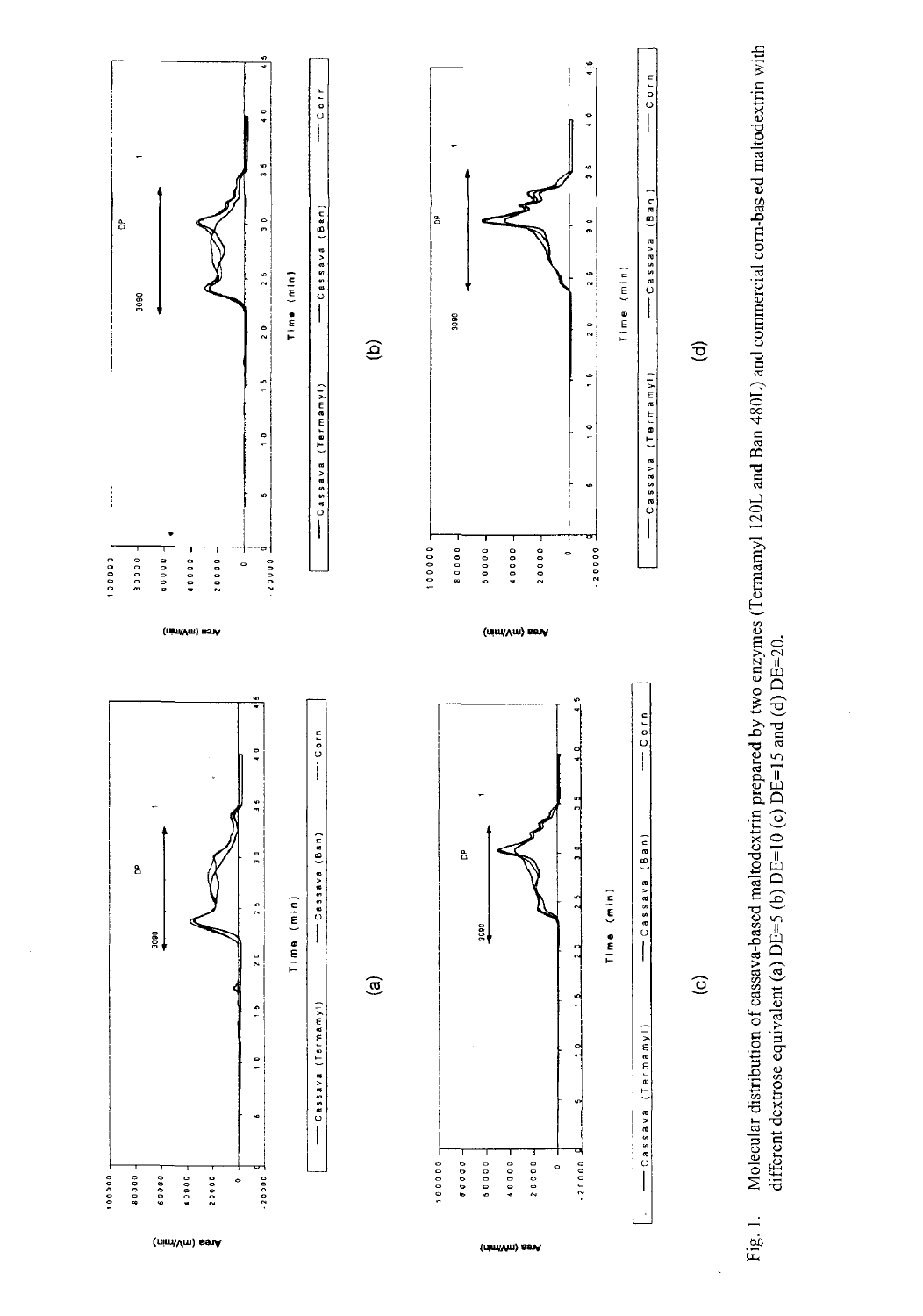Fig. 1. Molecular distribution of cassava-based maltodextrin prepared by two enzymes (Termamyl 120L and Ban 480L) and commercial corn-based maltodextrin with different dextrose equivalent (a) DE=5 (b) DE=10 (c) DE=15 and (d) DE=20.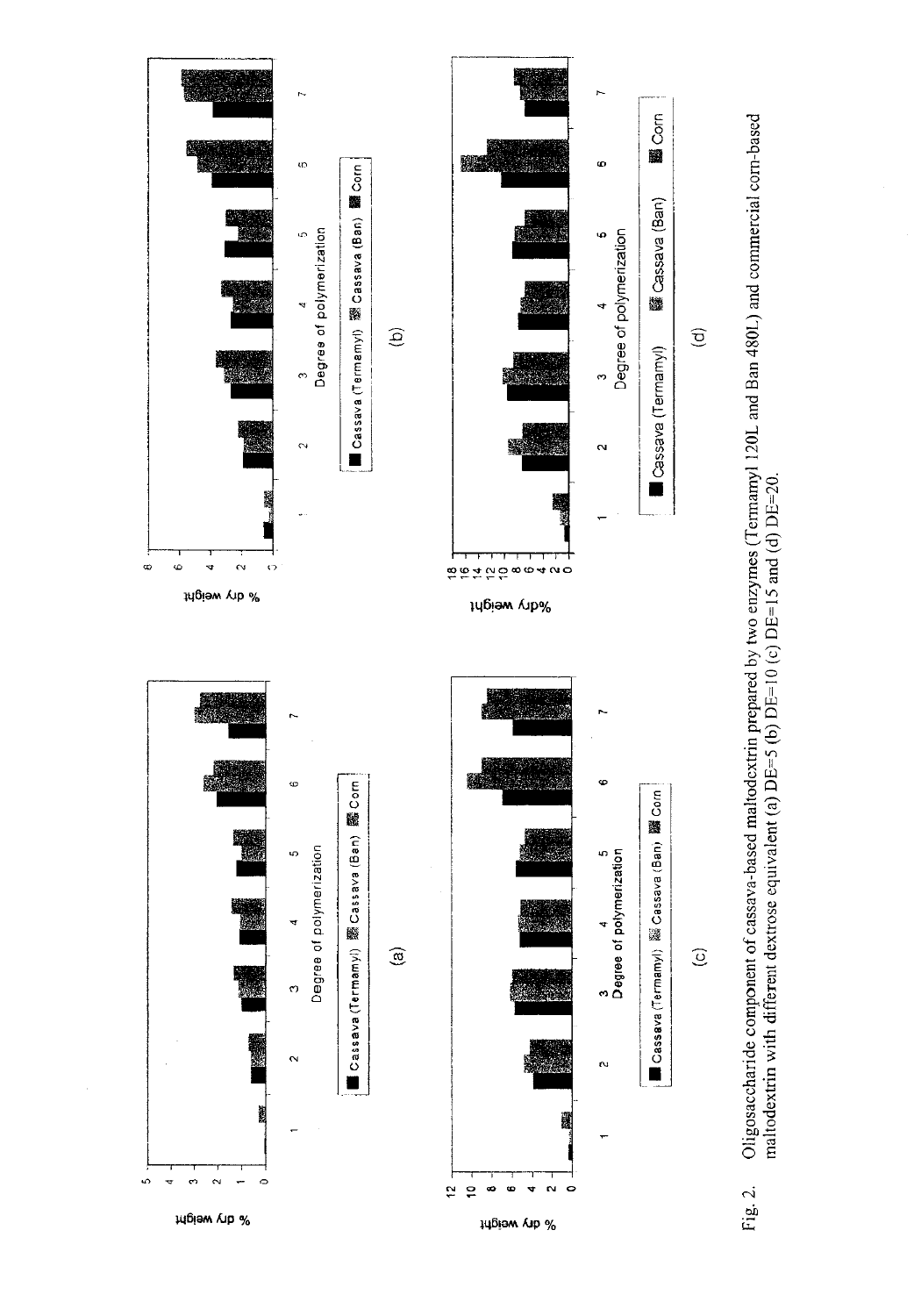Fig. 2. Oligosaccharide component of cassava-based maltodextrin prepared by two enzymes (Termamyl 120L and Ban 480L) and commercial corn-based maltodextrin with different dextrose equivalent (a) DE=5 (b) DE=10 (c) DE=15 and (d) DE=20.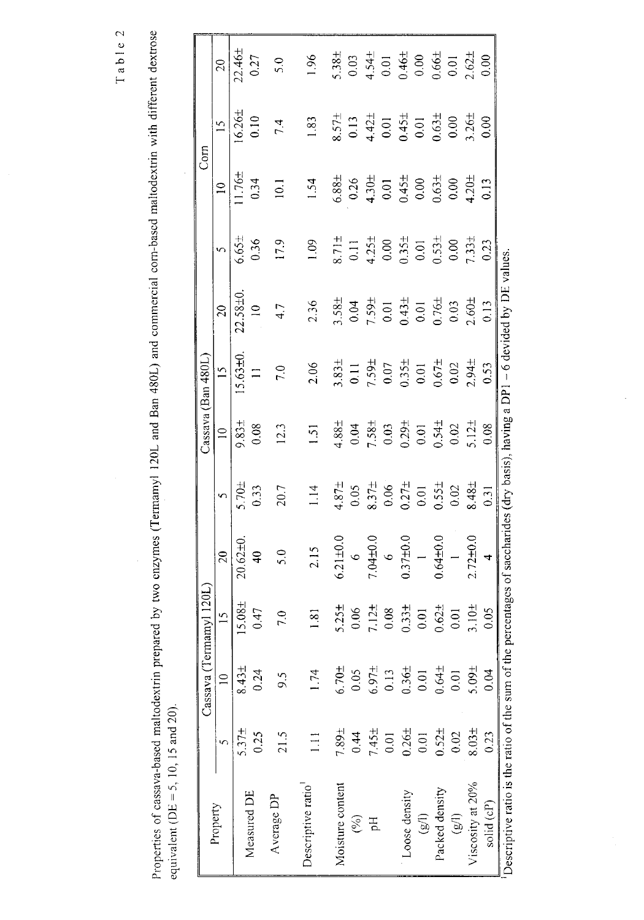Table 2

Properties of cassava-based maltodextrin prepared by two enzymes (Termamyl 120L and Ban 480L) and commercial corn-based maltodextrin with different dextrose equivalent (DE = 5, 10, 15 and 20).

| Property | Cassava (Termamyl 120L) | | | | Cassava (Ban 480L) | | | | Corn | | | |
|---|---|---|---|---|---|---|---|---|---|---|---|---|
| | 5 | 10 | 15 | 20 | 5 | 10 | 15 | 20 | 5 | 10 | 15 | 20 |
| Measured DE | 5.37± 0.25 | 8.43± 0.24 | 15.08± 0.47 | 20.62±0. 40 | 5.70± 0.33 | 9.83± 0.08 | 15.63±0. 11 | 22.58±0. 10 | 6.65± 0.36 | 11.76± 0.34 | 16.26± 0.10 | 22.46± 0.27 |
| Average DP | 21.5 | 9.5 | 7.0 | 5.0 | 20.7 | 12.3 | 7.0 | 4.7 | 17.9 | 10.1 | 7.4 | 5.0 |
| Descriptive ratio[1] | 1.11 | 1.74 | 1.81 | 2.15 | 1.14 | 1.51 | 2.06 | 2.36 | 1.09 | 1.54 | 1.83 | 1.96 |
| Moisture content (%) | 7.89± 0.44 | 6.70± 0.05 | 5.25± 0.06 | 6.21±0.0 6 | 4.87± 0.05 | 4.88± 0.04 | 3.83± 0.11 | 3.58± 0.04 | 8.71± 0.11 | 6.88± 0.26 | 8.57± 0.13 | 5.38± 0.03 |
| pH | 7.45± 0.01 | 6.97± 0.13 | 7.12± 0.08 | 7.04±0.0 6 | 8.37± 0.06 | 7.58± 0.03 | 7.59± 0.07 | 7.59± 0.01 | 4.25± 0.00 | 4.30± 0.01 | 4.42± 0.01 | 4.54± 0.01 |
| Loose density (g/l) | 0.26± 0.01 | 0.36± 0.01 | 0.33± 0.01 | 0.37±0.0 1 | 0.27± 0.01 | 0.29± 0.01 | 0.35± 0.01 | 0.43± 0.01 | 0.35± 0.01 | 0.45± 0.00 | 0.45± 0.01 | 0.46± 0.00 |
| Packed density (g/l) | 0.52± 0.02 | 0.64± 0.01 | 0.62± 0.01 | 0.64±0.0 1 | 0.55± 0.02 | 0.54± 0.02 | 0.67± 0.02 | 0.76± 0.03 | 0.53± 0.00 | 0.63± 0.00 | 0.63± 0.00 | 0.66± 0.01 |
| Viscosity at 20% solid (cP) | 8.03± 0.23 | 5.09± 0.04 | 3.10± 0.05 | 2.72±0.0 4 | 8.48± 0.31 | 5.12± 0.08 | 2.94± 0.53 | 2.60± 0.13 | 7.33± 0.23 | 4.20± 0.13 | 3.26± 0.00 | 2.62± 0.00 |

[1]Descriptive ratio is the ratio of the sum of the percentages of saccharides (dry basis), having a DP1 – 6 devided by DE values.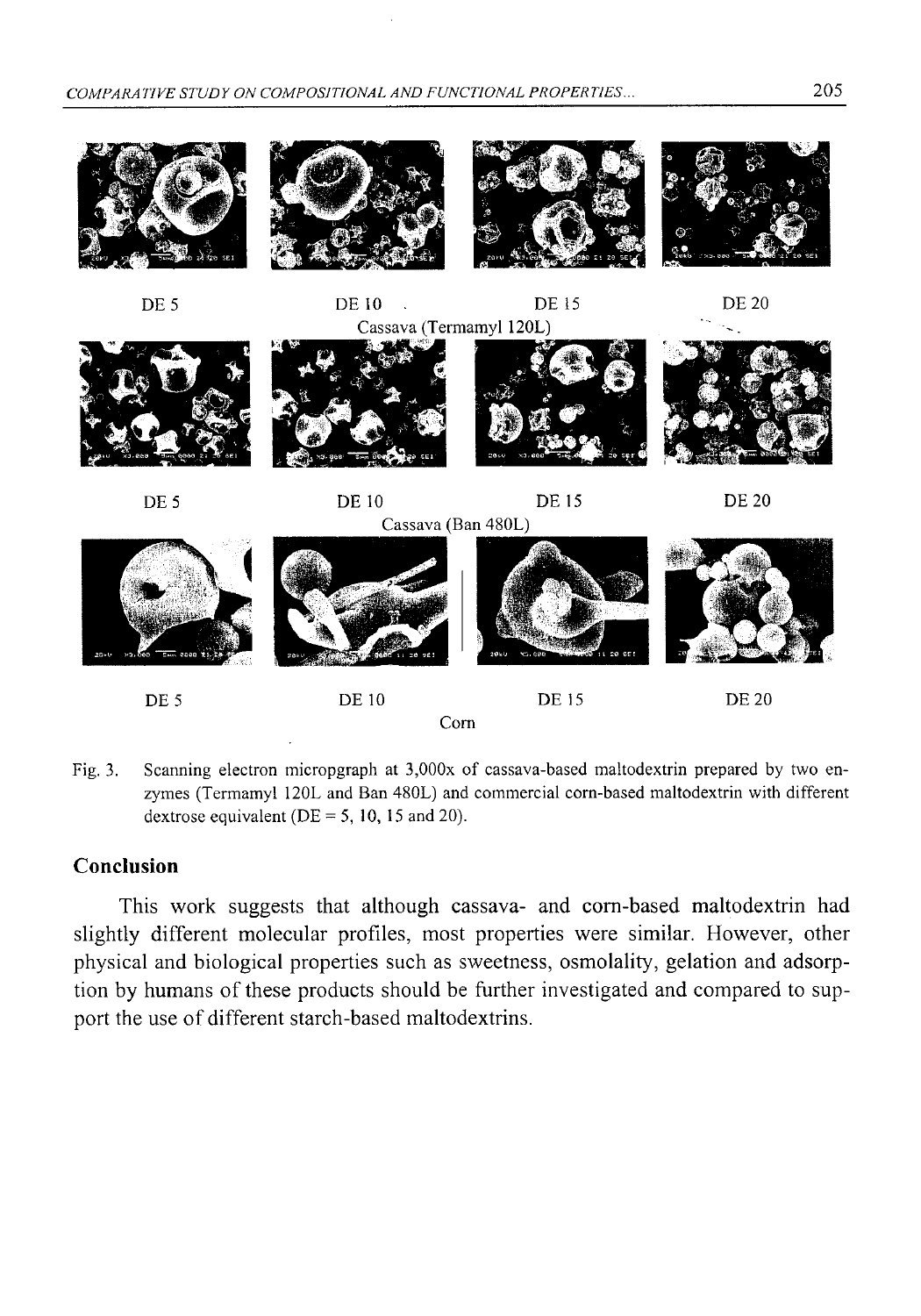DE 5 DE 10 DE 15 DE 20

Cassava (Termamyl 120L)

DE 5 DE 10 DE 15 DE 20

Cassava (Ban 480L)

DE 5 DE 10 DE 15 DE 20

Corn

Fig. 3. Scanning electron micropgraph at 3,000x of cassava-based maltodextrin prepared by two enzymes (Termamyl 120L and Ban 480L) and commercial corn-based maltodextrin with different dextrose equivalent (DE = 5, 10, 15 and 20).

## Conclusion

This work suggests that although cassava- and corn-based maltodextrin had slightly different molecular profiles, most properties were similar. However, other physical and biological properties such as sweetness, osmolality, gelation and adsorption by humans of these products should be further investigated and compared to support the use of different starch-based maltodextrins.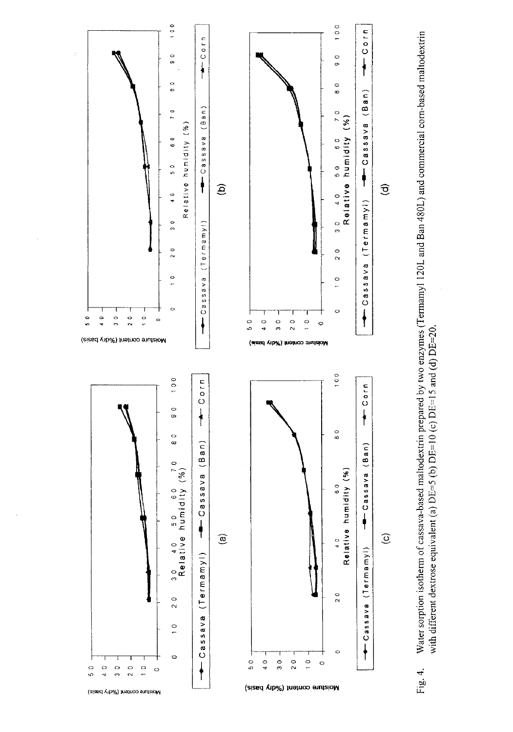Fig. 4. Water sorption isotherm of cassava-based maltodextrin prepared by two enzymes (Termamyl 120L and Ban 480L) and commercial corn-based maltodextrin with different dextrose equivalent (a) DE=5 (b) DE=10 (c) DE=15 and (d) DE=20.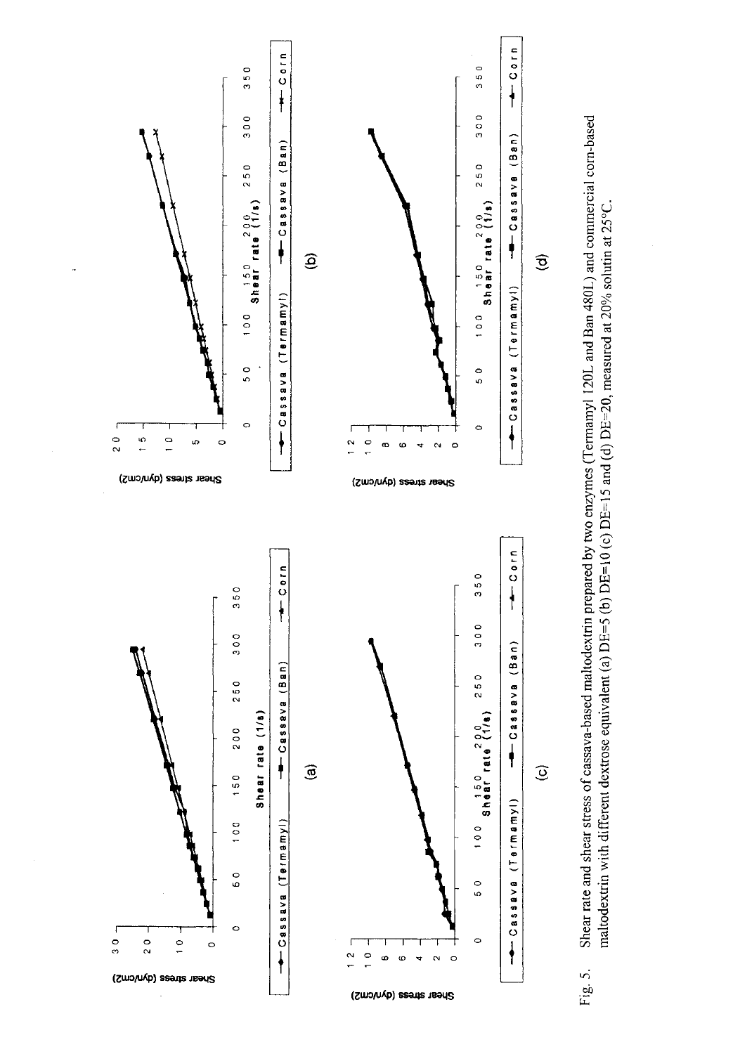Fig. 5. Shear rate and shear stress of cassava-based maltodextrin prepared by two enzymes (Termamyl 120L and Ban 480L) and commercial corn-based maltodextrin with different dextrose equivalent (a) DE=5 (b) DE=10 (c) DE=15 and (d) DE=20, measured at 20% solutin at 25°C.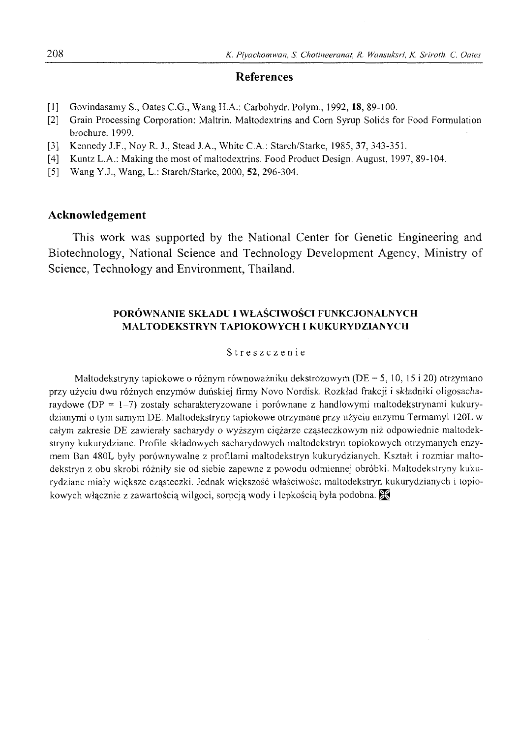## References

[1] Govindasamy S., Oates C.G., Wang H.A.: Carbohydr. Polym., 1992, **18**, 89-100.

[2] Grain Processing Corporation: Maltrin. Maltodextrins and Corn Syrup Solids for Food Formulation brochure. 1999.

[3] Kennedy J.F., Noy R. J., Stead J.A., White C.A.: Starch/Starke, 1985, **37**, 343-351.

[4] Kuntz L.A.: Making the most of maltodextrins. Food Product Design. August, 1997, 89-104.

[5] Wang Y.J., Wang, L.: Starch/Starke, 2000, **52**, 296-304.

## Acknowledgement

This work was supported by the National Center for Genetic Engineering and Biotechnology, National Science and Technology Development Agency, Ministry of Science, Technology and Environment, Thailand.

### PORÓWNANIE SKŁADU I WŁAŚCIWOŚCI FUNKCJONALNYCH MALTODEKSTRYN TAPIOKOWYCH I KUKURYDZIANYCH

S t r e s z c z e n i e

Maltodekstryny tapiokowe o różnym równoważniku dekstrozowym (DE = 5, 10, 15 i 20) otrzymano przy użyciu dwu różnych enzymów duńskiej firmy Novo Nordisk. Rozkład frakcji i składniki oligosacharaydowe (DP = 1–7) zostały scharakteryzowane i porównane z handlowymi maltodekstrynami kukurydzianymi o tym samym DE. Maltodekstryny tapiokowe otrzymane przy użyciu enzymu Termamyl 120L w całym zakresie DE zawierały sacharydy o wyższym ciężarze cząsteczkowym niż odpowiednie maltodekstryny kukurydziane. Profile składowych sacharydowych maltodekstryn topiokowych otrzymanych enzymem Ban 480L były porównywalne z profilami maltodekstryn kukurydzianych. Kształt i rozmiar maltodekstryn z obu skrobi różniły sie od siebie zapewne z powodu odmiennej obróbki. Maltodekstryny kukurydziane miały większe cząsteczki. Jednak większość właściwości maltodekstryn kukurydzianych i topiokowych włącznie z zawartością wilgoci, sorpcją wody i lepkością była podobna.